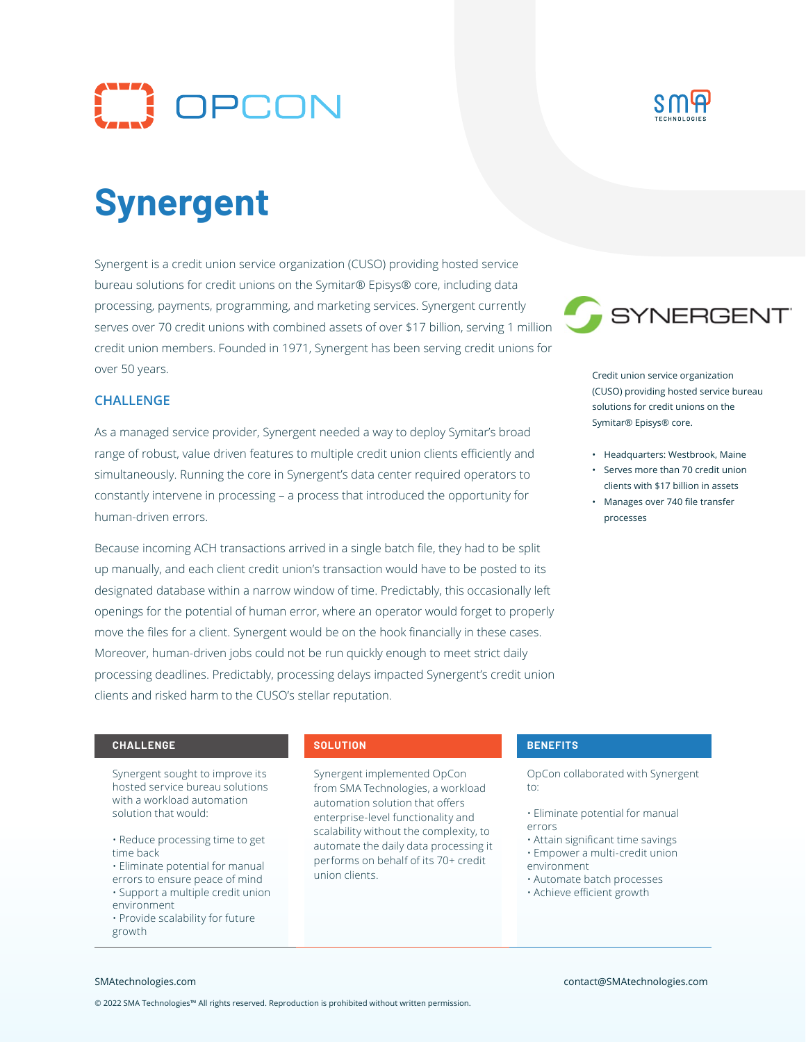OPCON

# Synergent

Synergent is a credit union service organization (CUSO) providing hosted service bureau solutions for credit unions on the Symitar® Episys® core, including data processing, payments, programming, and marketing services. Synergent currently serves over 70 credit unions with combined assets of over $17 billion, serving 1 million credit union members. Founded in 1971, Synergent has been serving credit unions for over 50 years.

SYNERGENT

Credit union service organization (CUSO) providing hosted service bureau solutions for credit unions on the Symitar® Episys® core.

- Headquarters: Westbrook, Maine
- Serves more than 70 credit union clients with $17 billion in assets
- Manages over 740 file transfer processes

## CHALLENGE

As a managed service provider, Synergent needed a way to deploy Symitar's broad range of robust, value driven features to multiple credit union clients efficiently and simultaneously. Running the core in Synergent's data center required operators to constantly intervene in processing – a process that introduced the opportunity for human-driven errors.

Because incoming ACH transactions arrived in a single batch file, they had to be split up manually, and each client credit union's transaction would have to be posted to its designated database within a narrow window of time. Predictably, this occasionally left openings for the potential of human error, where an operator would forget to properly move the files for a client. Synergent would be on the hook financially in these cases. Moreover, human-driven jobs could not be run quickly enough to meet strict daily processing deadlines. Predictably, processing delays impacted Synergent's credit union clients and risked harm to the CUSO's stellar reputation.

### CHALLENGE

Synergent sought to improve its hosted service bureau solutions with a workload automation solution that would:

- Reduce processing time to get time back
- Eliminate potential for manual errors to ensure peace of mind
- Support a multiple credit union environment
- Provide scalability for future growth

### SOLUTION

Synergent implemented OpCon from SMA Technologies, a workload automation solution that offers enterprise-level functionality and scalability without the complexity, to automate the daily data processing it performs on behalf of its 70+ credit union clients.

### BENEFITS

OpCon collaborated with Synergent to:

- Eliminate potential for manual errors
- Attain significant time savings
- Empower a multi-credit union environment
- Automate batch processes
- Achieve efficient growth

SMAtechnologies.com

contact@SMAtechnologies.com

© 2022 SMA Technologies™ All rights reserved. Reproduction is prohibited without written permission.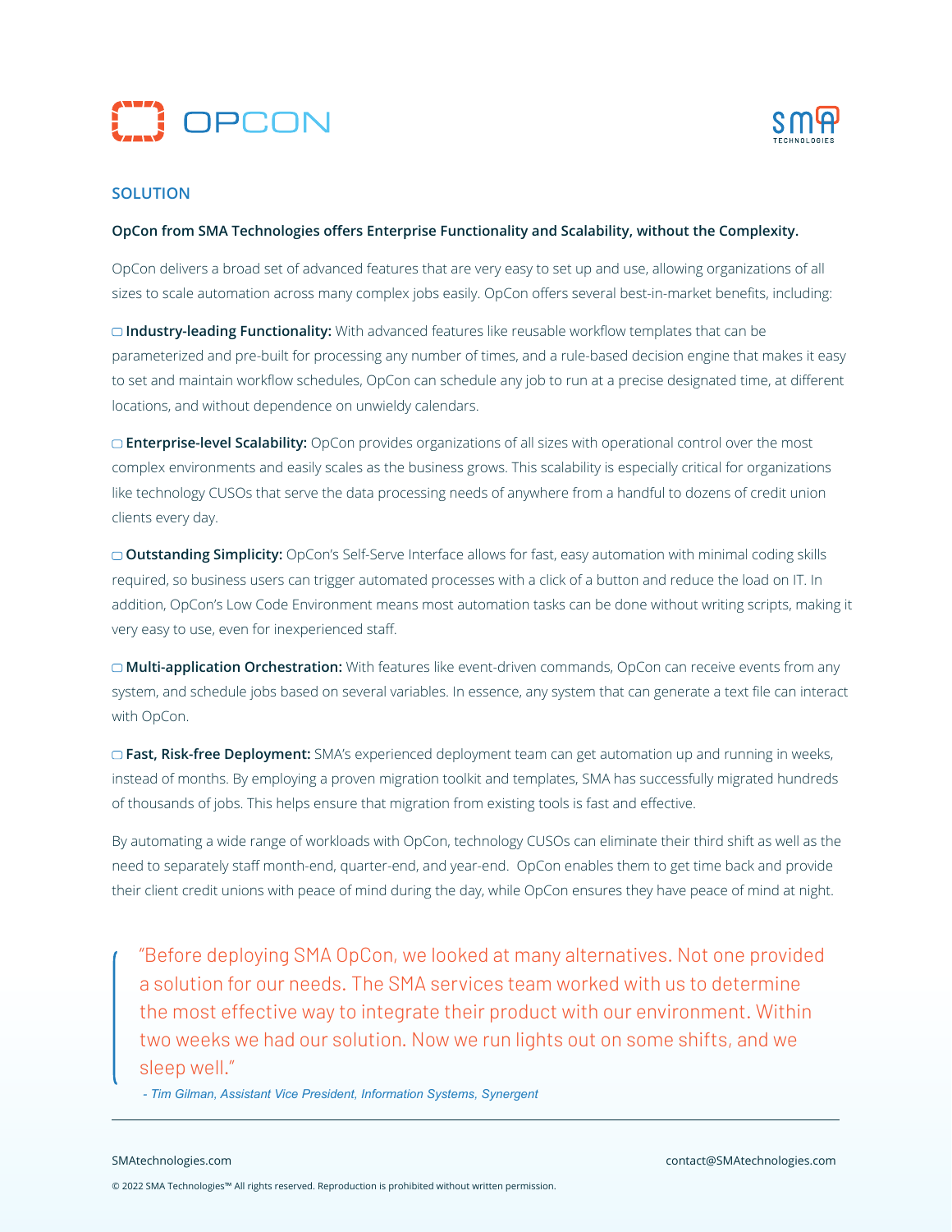## SOLUTION

**OpCon from SMA Technologies offers Enterprise Functionality and Scalability, without the Complexity.**

OpCon delivers a broad set of advanced features that are very easy to set up and use, allowing organizations of all sizes to scale automation across many complex jobs easily. OpCon offers several best-in-market benefits, including:

- **Industry-leading Functionality:** With advanced features like reusable workflow templates that can be parameterized and pre-built for processing any number of times, and a rule-based decision engine that makes it easy to set and maintain workflow schedules, OpCon can schedule any job to run at a precise designated time, at different locations, and without dependence on unwieldy calendars.

- **Enterprise-level Scalability:** OpCon provides organizations of all sizes with operational control over the most complex environments and easily scales as the business grows. This scalability is especially critical for organizations like technology CUSOs that serve the data processing needs of anywhere from a handful to dozens of credit union clients every day.

- **Outstanding Simplicity:** OpCon's Self-Serve Interface allows for fast, easy automation with minimal coding skills required, so business users can trigger automated processes with a click of a button and reduce the load on IT. In addition, OpCon's Low Code Environment means most automation tasks can be done without writing scripts, making it very easy to use, even for inexperienced staff.

- **Multi-application Orchestration:** With features like event-driven commands, OpCon can receive events from any system, and schedule jobs based on several variables. In essence, any system that can generate a text file can interact with OpCon.

- **Fast, Risk-free Deployment:** SMA's experienced deployment team can get automation up and running in weeks, instead of months. By employing a proven migration toolkit and templates, SMA has successfully migrated hundreds of thousands of jobs. This helps ensure that migration from existing tools is fast and effective.

By automating a wide range of workloads with OpCon, technology CUSOs can eliminate their third shift as well as the need to separately staff month-end, quarter-end, and year-end. OpCon enables them to get time back and provide their client credit unions with peace of mind during the day, while OpCon ensures they have peace of mind at night.

> "Before deploying SMA OpCon, we looked at many alternatives. Not one provided a solution for our needs. The SMA services team worked with us to determine the most effective way to integrate their product with our environment. Within two weeks we had our solution. Now we run lights out on some shifts, and we sleep well."
>
> *- Tim Gilman, Assistant Vice President, Information Systems, Synergent*

SMAtechnologies.com contact@SMAtechnologies.com

© 2022 SMA Technologies™ All rights reserved. Reproduction is prohibited without written permission.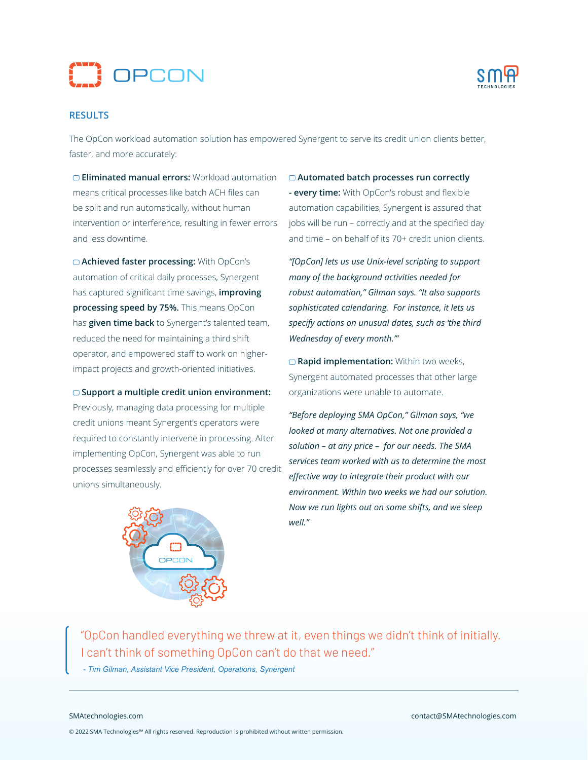## RESULTS

The OpCon workload automation solution has empowered Synergent to serve its credit union clients better, faster, and more accurately:

- **Eliminated manual errors:** Workload automation means critical processes like batch ACH files can be split and run automatically, without human intervention or interference, resulting in fewer errors and less downtime.

- **Achieved faster processing:** With OpCon's automation of critical daily processes, Synergent has captured significant time savings, **improving processing speed by 75%.** This means OpCon has **given time back** to Synergent's talented team, reduced the need for maintaining a third shift operator, and empowered staff to work on higher-impact projects and growth-oriented initiatives.

- **Support a multiple credit union environment:** Previously, managing data processing for multiple credit unions meant Synergent's operators were required to constantly intervene in processing. After implementing OpCon, Synergent was able to run processes seamlessly and efficiently for over 70 credit unions simultaneously.

- **Automated batch processes run correctly - every time:** With OpCon's robust and flexible automation capabilities, Synergent is assured that jobs will be run – correctly and at the specified day and time – on behalf of its 70+ credit union clients.

*"[OpCon] lets us use Unix-level scripting to support many of the background activities needed for robust automation," Gilman says. "It also supports sophisticated calendaring. For instance, it lets us specify actions on unusual dates, such as 'the third Wednesday of every month.'"*

- **Rapid implementation:** Within two weeks, Synergent automated processes that other large organizations were unable to automate.

*"Before deploying SMA OpCon," Gilman says, "we looked at many alternatives. Not one provided a solution – at any price – for our needs. The SMA services team worked with us to determine the most effective way to integrate their product with our environment. Within two weeks we had our solution. Now we run lights out on some shifts, and we sleep well."*

> "OpCon handled everything we threw at it, even things we didn't think of initially. I can't think of something OpCon can't do that we need."
>
> *- Tim Gilman, Assistant Vice President, Operations, Synergent*

SMAtechnologies.com

contact@SMAtechnologies.com

© 2022 SMA Technologies™ All rights reserved. Reproduction is prohibited without written permission.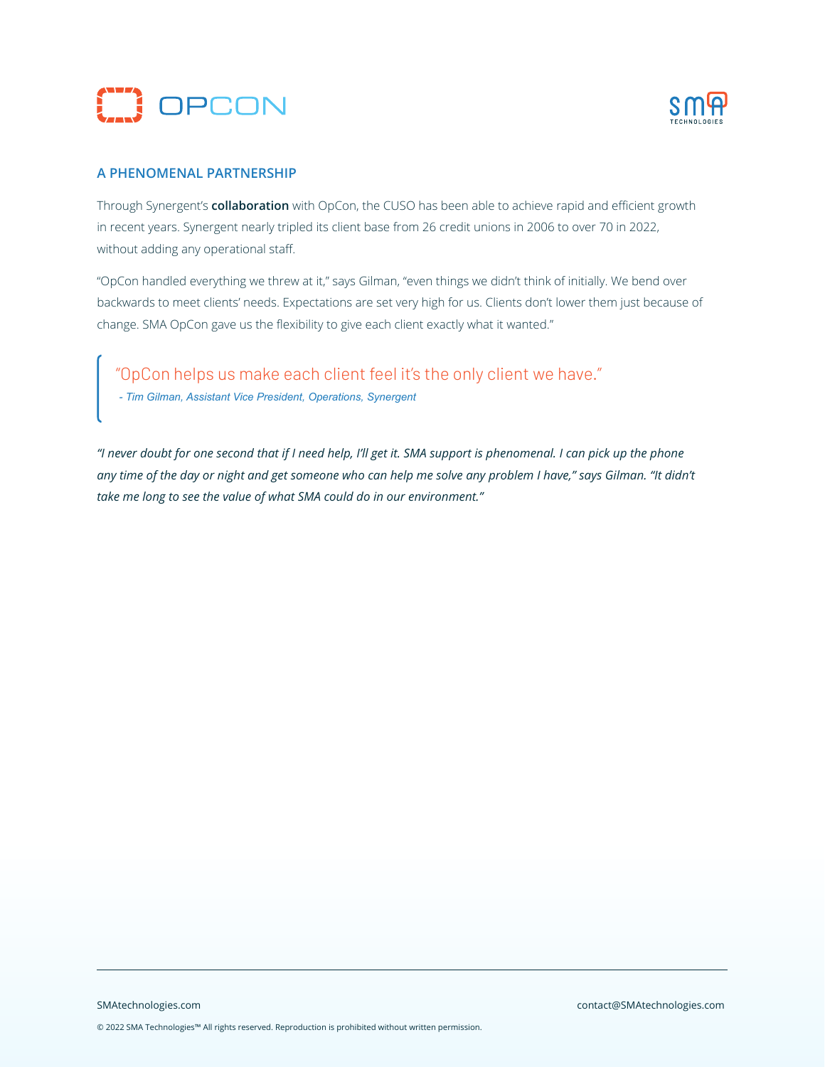## A PHENOMENAL PARTNERSHIP

Through Synergent's **collaboration** with OpCon, the CUSO has been able to achieve rapid and efficient growth in recent years. Synergent nearly tripled its client base from 26 credit unions in 2006 to over 70 in 2022, without adding any operational staff.

"OpCon handled everything we threw at it," says Gilman, "even things we didn't think of initially. We bend over backwards to meet clients' needs. Expectations are set very high for us. Clients don't lower them just because of change. SMA OpCon gave us the flexibility to give each client exactly what it wanted."

> "OpCon helps us make each client feel it's the only client we have."
>
> *- Tim Gilman, Assistant Vice President, Operations, Synergent*

*"I never doubt for one second that if I need help, I'll get it. SMA support is phenomenal. I can pick up the phone any time of the day or night and get someone who can help me solve any problem I have," says Gilman. "It didn't take me long to see the value of what SMA could do in our environment."*

SMAtechnologies.com

contact@SMAtechnologies.com

© 2022 SMA Technologies™ All rights reserved. Reproduction is prohibited without written permission.